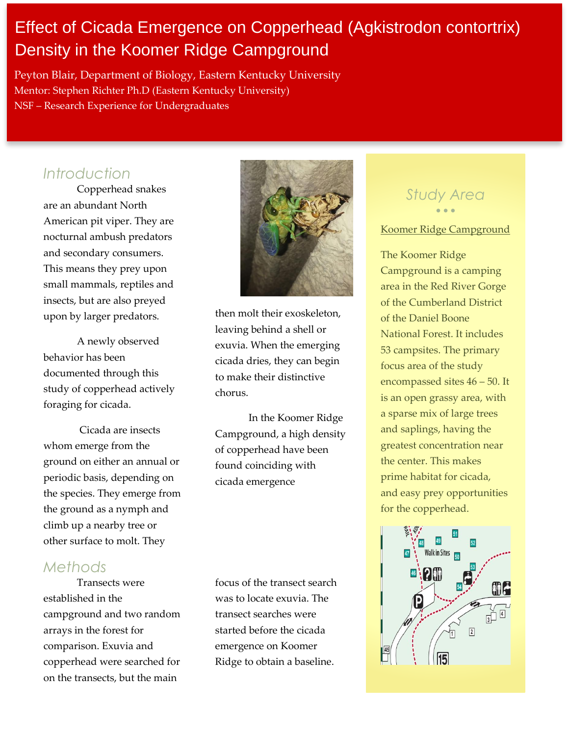# Effect of Cicada Emergence on Copperhead (Agkistrodon contortrix) Density in the Koomer Ridge Campground

Peyton Blair, Department of Biology, Eastern Kentucky University

Mentor: Stephen Richter Ph.D (Eastern Kentucky University)

NSF – Research Experience for Undergraduates

## Introduction

Copperhead snakes are an abundant North American pit viper. They are nocturnal ambush predators and secondary consumers. This means they prey upon small mammals, reptiles and insects, but are also preyed upon by larger predators.

A newly observed behavior has been documented through this study of copperhead actively foraging for cicada.

Cicada are insects whom emerge from the ground on either an annual or periodic basis, depending on the species. They emerge from the ground as a nymph and climb up a nearby tree or other surface to molt. They then molt their exoskeleton, leaving behind a shell or exuvia. When the emerging cicada dries, they can begin to make their distinctive chorus.

In the Koomer Ridge Campground, a high density of copperhead have been found coinciding with cicada emergence

## Methods

Transects were established in the campground and two random arrays in the forest for comparison. Exuvia and copperhead were searched for on the transects, but the main focus of the transect search was to locate exuvia. The transect searches were started before the cicada emergence on Koomer Ridge to obtain a baseline.

## Study Area

Koomer Ridge Campground

The Koomer Ridge Campground is a camping area in the Red River Gorge of the Cumberland District of the Daniel Boone National Forest. It includes 53 campsites. The primary focus area of the study encompassed sites 46 – 50. It is an open grassy area, with a sparse mix of large trees and saplings, having the greatest concentration near the center. This makes prime habitat for cicada, and easy prey opportunities for the copperhead.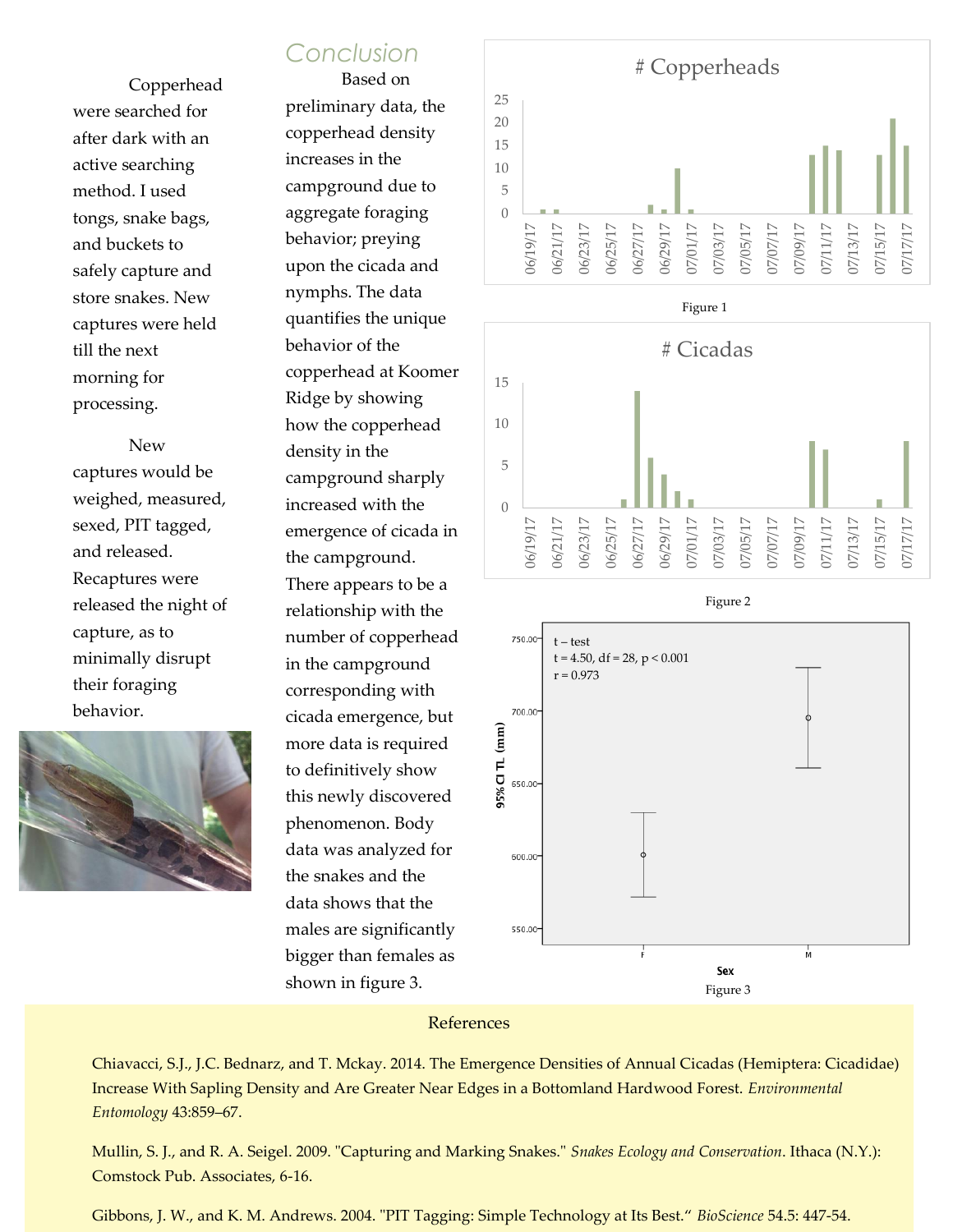Copperhead were searched for after dark with an active searching method. I used tongs, snake bags, and buckets to safely capture and store snakes. New captures were held till the next morning for processing.

New captures would be weighed, measured, sexed, PIT tagged, and released. Recaptures were released the night of capture, as to minimally disrupt their foraging behavior.

## Conclusion

Based on preliminary data, the copperhead density increases in the campground due to aggregate foraging behavior; preying upon the cicada and nymphs. The data quantifies the unique behavior of the copperhead at Koomer Ridge by showing how the copperhead density in the campground sharply increased with the emergence of cicada in the campground. There appears to be a relationship with the number of copperhead in the campground corresponding with cicada emergence, but more data is required to definitively show this newly discovered phenomenon. Body data was analyzed for the snakes and the data shows that the males are significantly bigger than females as shown in figure 3.

\# Copperheads

25
20
15
10
5
0

06/19/17
06/21/17
06/23/17
06/25/17
06/27/17
06/29/17
07/01/17
07/03/17
07/05/17
07/07/17
07/09/17
07/11/17
07/13/17
07/15/17
07/17/17

Figure 1

\# Cicadas

15
10
5
0

06/19/17
06/21/17
06/23/17
06/25/17
06/27/17
06/29/17
07/01/17
07/03/17
07/05/17
07/07/17
07/09/17
07/11/17
07/13/17
07/15/17
07/17/17

Figure 2

t – test
t = 4.50, df = 28, p < 0.001
r = 0.973

95% CI TL (mm)

750.00
700.00
650.00
600.00
550.00

F
M

Sex

Figure 3

### References

Chiavacci, S.J., J.C. Bednarz, and T. Mckay. 2014. The Emergence Densities of Annual Cicadas (Hemiptera: Cicadidae) Increase With Sapling Density and Are Greater Near Edges in a Bottomland Hardwood Forest. *Environmental Entomology* 43:859–67.

Mullin, S. J., and R. A. Seigel. 2009. "Capturing and Marking Snakes." *Snakes Ecology and Conservation*. Ithaca (N.Y.): Comstock Pub. Associates, 6-16.

Gibbons, J. W., and K. M. Andrews. 2004. "PIT Tagging: Simple Technology at Its Best." *BioScience* 54.5: 447-54.